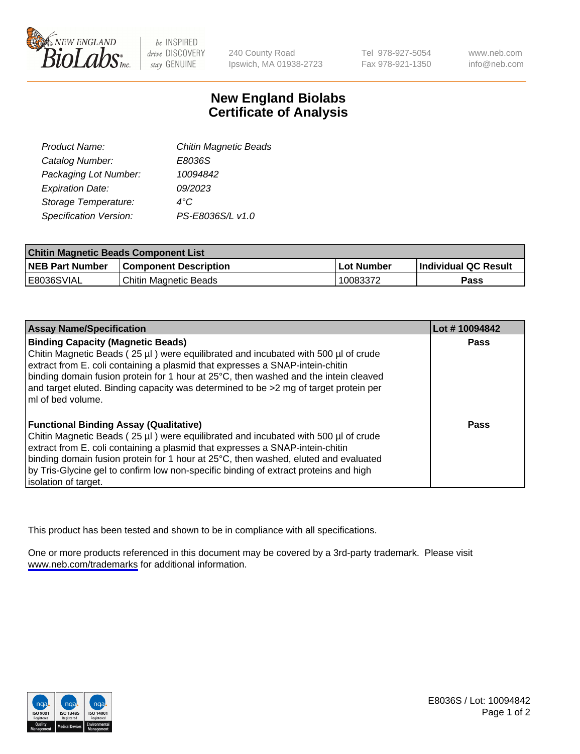New England BioLabs Inc. — be INSPIRED drive DISCOVERY stay GENUINE

240 County Road
Ipswich, MA 01938-2723

Tel 978-927-5054
Fax 978-921-1350

www.neb.com
info@neb.com

# New England Biolabs
# Certificate of Analysis

| | |
|---|---|
| *Product Name:* | *Chitin Magnetic Beads* |
| *Catalog Number:* | *E8036S* |
| *Packaging Lot Number:* | *10094842* |
| *Expiration Date:* | *09/2023* |
| *Storage Temperature:* | *4°C* |
| *Specification Version:* | *PS-E8036S/L v1.0* |

| Chitin Magnetic Beads Component List | | | |
|---|---|---|---|
| **NEB Part Number** | **Component Description** | **Lot Number** | **Individual QC Result** |
| E8036SVIAL | Chitin Magnetic Beads | 10083372 | **Pass** |

| Assay Name/Specification | Lot # 10094842 |
|---|---|
| **Binding Capacity (Magnetic Beads)**<br>Chitin Magnetic Beads ( 25 µl ) were equilibrated and incubated with 500 µl of crude extract from E. coli containing a plasmid that expresses a SNAP-intein-chitin binding domain fusion protein for 1 hour at 25°C, then washed and the intein cleaved and target eluted. Binding capacity was determined to be >2 mg of target protein per ml of bed volume. | **Pass** |
| **Functional Binding Assay (Qualitative)**<br>Chitin Magnetic Beads ( 25 µl ) were equilibrated and incubated with 500 µl of crude extract from E. coli containing a plasmid that expresses a SNAP-intein-chitin binding domain fusion protein for 1 hour at 25°C, then washed, eluted and evaluated by Tris-Glycine gel to confirm low non-specific binding of extract proteins and high isolation of target. | **Pass** |

This product has been tested and shown to be in compliance with all specifications.

One or more products referenced in this document may be covered by a 3rd-party trademark. Please visit www.neb.com/trademarks for additional information.

E8036S / Lot: 10094842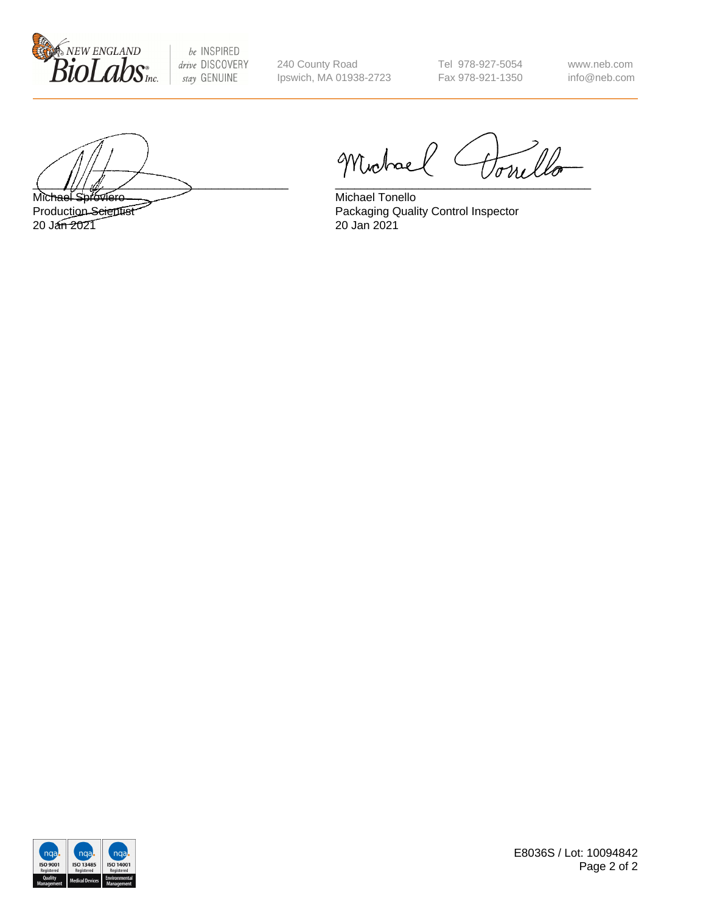NEW ENGLAND BioLabs® Inc.

be INSPIRED drive DISCOVERY stay GENUINE

240 County Road
Ipswich, MA 01938-2723

Tel 978-927-5054
Fax 978-921-1350

www.neb.com
info@neb.com

Michael Sproviero
Production Scientist
20 Jan 2021

Michael Tonello
Packaging Quality Control Inspector
20 Jan 2021

nqa ISO 9001 Registered Quality Management | nqa ISO 13485 Registered Medical Devices | nqa ISO 14001 Registered Environmental Management

E8036S / Lot: 10094842